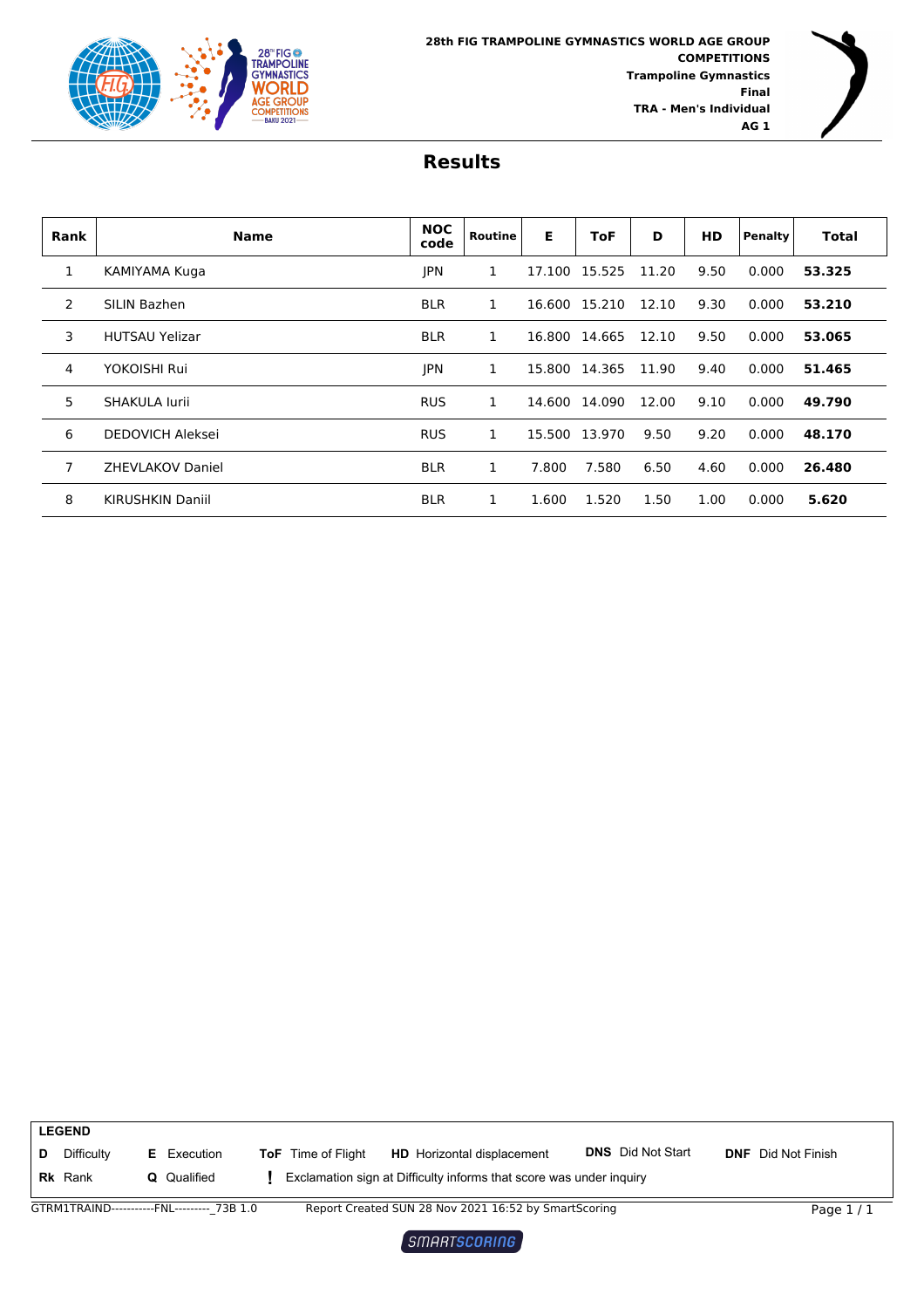**28th FIG TRAMPOLINE GYMNASTICS WORLD AGE GROUP COMPETITIONS**
**Trampoline Gymnastics**
**Final**
**TRA - Men's Individual**
**AG 1**

# Results

| Rank | Name | NOC code | Routine | E | ToF | D | HD | Penalty | Total |
|---|---|---|---|---|---|---|---|---|---|
| 1 | KAMIYAMA Kuga | JPN | 1 | 17.100 | 15.525 | 11.20 | 9.50 | 0.000 | **53.325** |
| 2 | SILIN Bazhen | BLR | 1 | 16.600 | 15.210 | 12.10 | 9.30 | 0.000 | **53.210** |
| 3 | HUTSAU Yelizar | BLR | 1 | 16.800 | 14.665 | 12.10 | 9.50 | 0.000 | **53.065** |
| 4 | YOKOISHI Rui | JPN | 1 | 15.800 | 14.365 | 11.90 | 9.40 | 0.000 | **51.465** |
| 5 | SHAKULA Iurii | RUS | 1 | 14.600 | 14.090 | 12.00 | 9.10 | 0.000 | **49.790** |
| 6 | DEDOVICH Aleksei | RUS | 1 | 15.500 | 13.970 | 9.50 | 9.20 | 0.000 | **48.170** |
| 7 | ZHEVLAKOV Daniel | BLR | 1 | 7.800 | 7.580 | 6.50 | 4.60 | 0.000 | **26.480** |
| 8 | KIRUSHKIN Daniil | BLR | 1 | 1.600 | 1.520 | 1.50 | 1.00 | 0.000 | **5.620** |

**LEGEND**

| | | | | | |
|---|---|---|---|---|---|
| **D** Difficulty | **E** Execution | **ToF** Time of Flight | **HD** Horizontal displacement | **DNS** Did Not Start | **DNF** Did Not Finish |
| **Rk** Rank | **Q** Qualified | **!** Exclamation sign at Difficulty informs that score was under inquiry | | | |

GTRM1TRAIND-----------FNL---------_73B 1.0 Report Created SUN 28 Nov 2021 16:52 by SmartScoring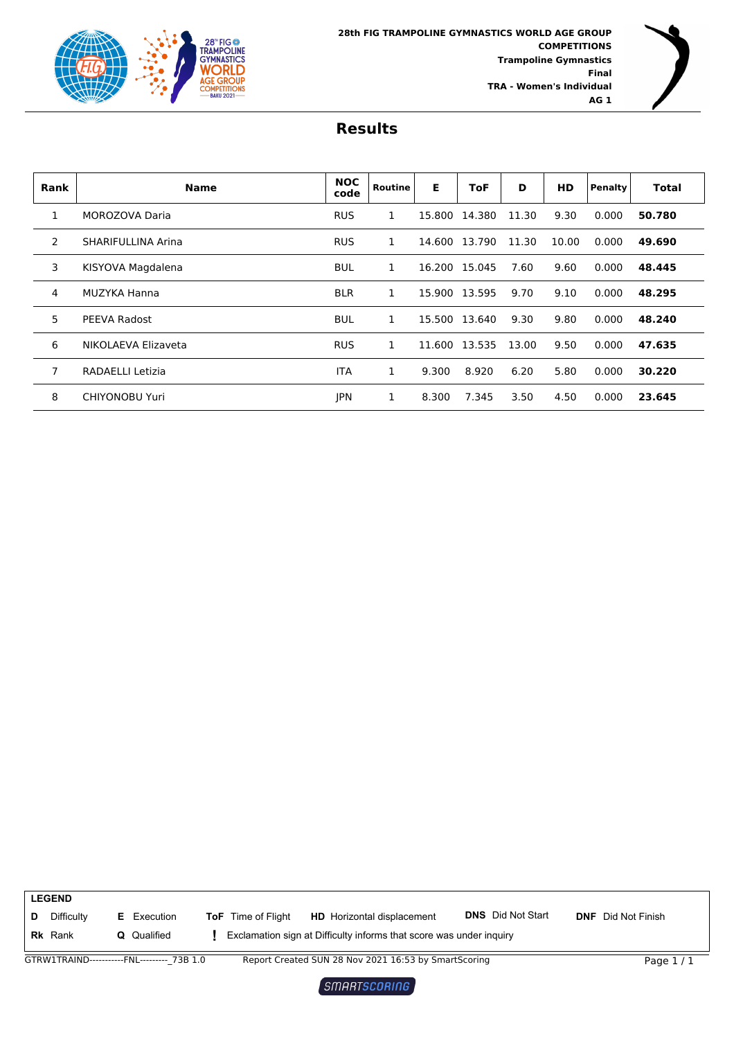**28th FIG TRAMPOLINE GYMNASTICS WORLD AGE GROUP COMPETITIONS**
**Trampoline Gymnastics**
**Final**
**TRA - Women's Individual**
**AG 1**

# Results

| Rank | Name | NOC code | Routine | E | ToF | D | HD | Penalty | Total |
|---|---|---|---|---|---|---|---|---|---|
| 1 | MOROZOVA Daria | RUS | 1 | 15.800 | 14.380 | 11.30 | 9.30 | 0.000 | **50.780** |
| 2 | SHARIFULLINA Arina | RUS | 1 | 14.600 | 13.790 | 11.30 | 10.00 | 0.000 | **49.690** |
| 3 | KISYOVA Magdalena | BUL | 1 | 16.200 | 15.045 | 7.60 | 9.60 | 0.000 | **48.445** |
| 4 | MUZYKA Hanna | BLR | 1 | 15.900 | 13.595 | 9.70 | 9.10 | 0.000 | **48.295** |
| 5 | PEEVA Radost | BUL | 1 | 15.500 | 13.640 | 9.30 | 9.80 | 0.000 | **48.240** |
| 6 | NIKOLAEVA Elizaveta | RUS | 1 | 11.600 | 13.535 | 13.00 | 9.50 | 0.000 | **47.635** |
| 7 | RADAELLI Letizia | ITA | 1 | 9.300 | 8.920 | 6.20 | 5.80 | 0.000 | **30.220** |
| 8 | CHIYONOBU Yuri | JPN | 1 | 8.300 | 7.345 | 3.50 | 4.50 | 0.000 | **23.645** |

**LEGEND**

| | | | | | |
|---|---|---|---|---|---|
| **D** Difficulty | **E** Execution | **ToF** Time of Flight | **HD** Horizontal displacement | **DNS** Did Not Start | **DNF** Did Not Finish |
| **Rk** Rank | **Q** Qualified | **!** Exclamation sign at Difficulty informs that score was under inquiry | | | |

GTRW1TRAIND-----------FNL---------_73B 1.0 Report Created SUN 28 Nov 2021 16:53 by SmartScoring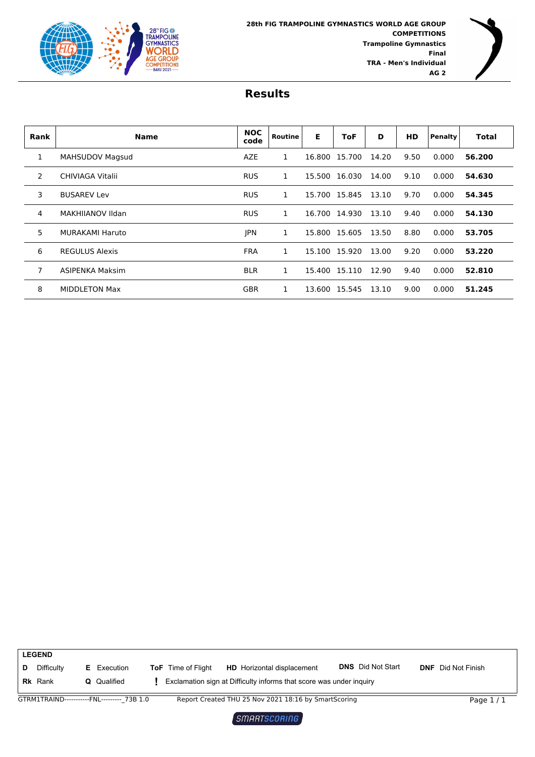**28th FIG TRAMPOLINE GYMNASTICS WORLD AGE GROUP COMPETITIONS**
**Trampoline Gymnastics**
**Final**
**TRA - Men's Individual**
**AG 2**

# Results

| Rank | Name | NOC code | Routine | E | ToF | D | HD | Penalty | Total |
|---|---|---|---|---|---|---|---|---|---|
| 1 | MAHSUDOV Magsud | AZE | 1 | 16.800 | 15.700 | 14.20 | 9.50 | 0.000 | **56.200** |
| 2 | CHIVIAGA Vitalii | RUS | 1 | 15.500 | 16.030 | 14.00 | 9.10 | 0.000 | **54.630** |
| 3 | BUSAREV Lev | RUS | 1 | 15.700 | 15.845 | 13.10 | 9.70 | 0.000 | **54.345** |
| 4 | MAKHIIANOV Ildan | RUS | 1 | 16.700 | 14.930 | 13.10 | 9.40 | 0.000 | **54.130** |
| 5 | MURAKAMI Haruto | JPN | 1 | 15.800 | 15.605 | 13.50 | 8.80 | 0.000 | **53.705** |
| 6 | REGULUS Alexis | FRA | 1 | 15.100 | 15.920 | 13.00 | 9.20 | 0.000 | **53.220** |
| 7 | ASIPENKA Maksim | BLR | 1 | 15.400 | 15.110 | 12.90 | 9.40 | 0.000 | **52.810** |
| 8 | MIDDLETON Max | GBR | 1 | 13.600 | 15.545 | 13.10 | 9.00 | 0.000 | **51.245** |

**LEGEND**

**D** Difficulty | **E** Execution | **ToF** Time of Flight | **HD** Horizontal displacement | **DNS** Did Not Start | **DNF** Did Not Finish

**Rk** Rank | **Q** Qualified | **!** Exclamation sign at Difficulty informs that score was under inquiry

GTRM1TRAIND-----------FNL---------_73B 1.0 Report Created THU 25 Nov 2021 18:16 by SmartScoring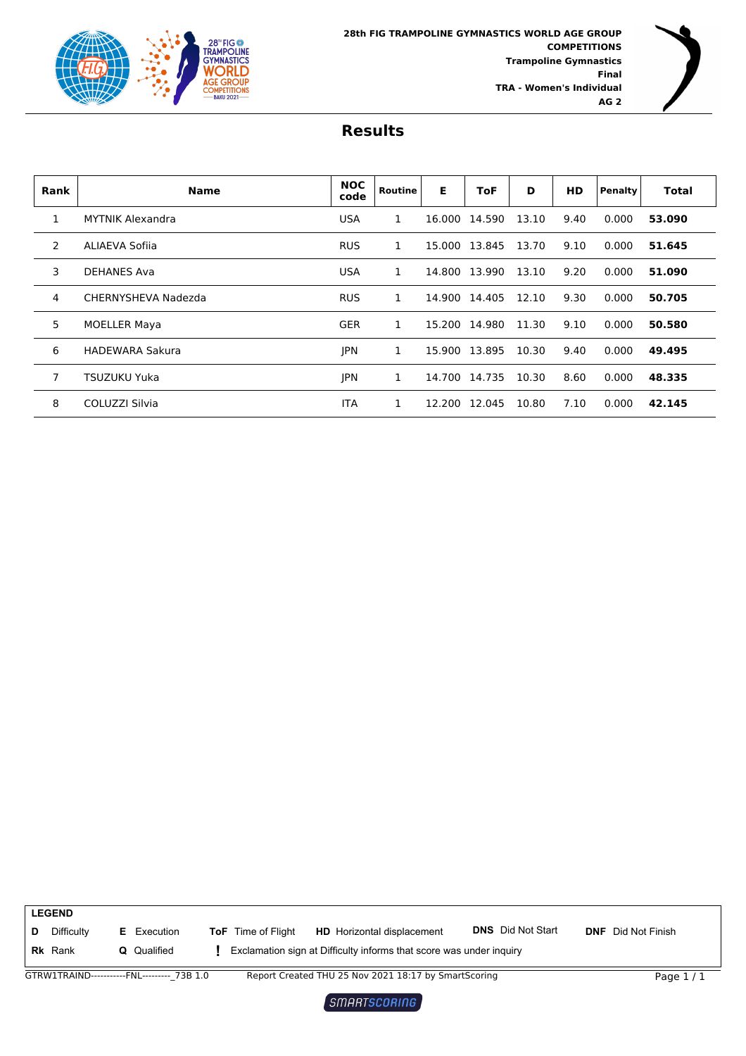**28th FIG TRAMPOLINE GYMNASTICS WORLD AGE GROUP COMPETITIONS**
**Trampoline Gymnastics**
**Final**
**TRA - Women's Individual**
**AG 2**

# Results

| Rank | Name | NOC code | Routine | E | ToF | D | HD | Penalty | Total |
|---|---|---|---|---|---|---|---|---|---|
| 1 | MYTNIK Alexandra | USA | 1 | 16.000 | 14.590 | 13.10 | 9.40 | 0.000 | **53.090** |
| 2 | ALIAEVA Sofiia | RUS | 1 | 15.000 | 13.845 | 13.70 | 9.10 | 0.000 | **51.645** |
| 3 | DEHANES Ava | USA | 1 | 14.800 | 13.990 | 13.10 | 9.20 | 0.000 | **51.090** |
| 4 | CHERNYSHEVA Nadezda | RUS | 1 | 14.900 | 14.405 | 12.10 | 9.30 | 0.000 | **50.705** |
| 5 | MOELLER Maya | GER | 1 | 15.200 | 14.980 | 11.30 | 9.10 | 0.000 | **50.580** |
| 6 | HADEWARA Sakura | JPN | 1 | 15.900 | 13.895 | 10.30 | 9.40 | 0.000 | **49.495** |
| 7 | TSUZUKU Yuka | JPN | 1 | 14.700 | 14.735 | 10.30 | 8.60 | 0.000 | **48.335** |
| 8 | COLUZZI Silvia | ITA | 1 | 12.200 | 12.045 | 10.80 | 7.10 | 0.000 | **42.145** |

**LEGEND**

**D** Difficulty | **E** Execution | **ToF** Time of Flight | **HD** Horizontal displacement | **DNS** Did Not Start | **DNF** Did Not Finish

**Rk** Rank | **Q** Qualified | **!** Exclamation sign at Difficulty informs that score was under inquiry

GTRW1TRAIND-----------FNL---------_73B 1.0 Report Created THU 25 Nov 2021 18:17 by SmartScoring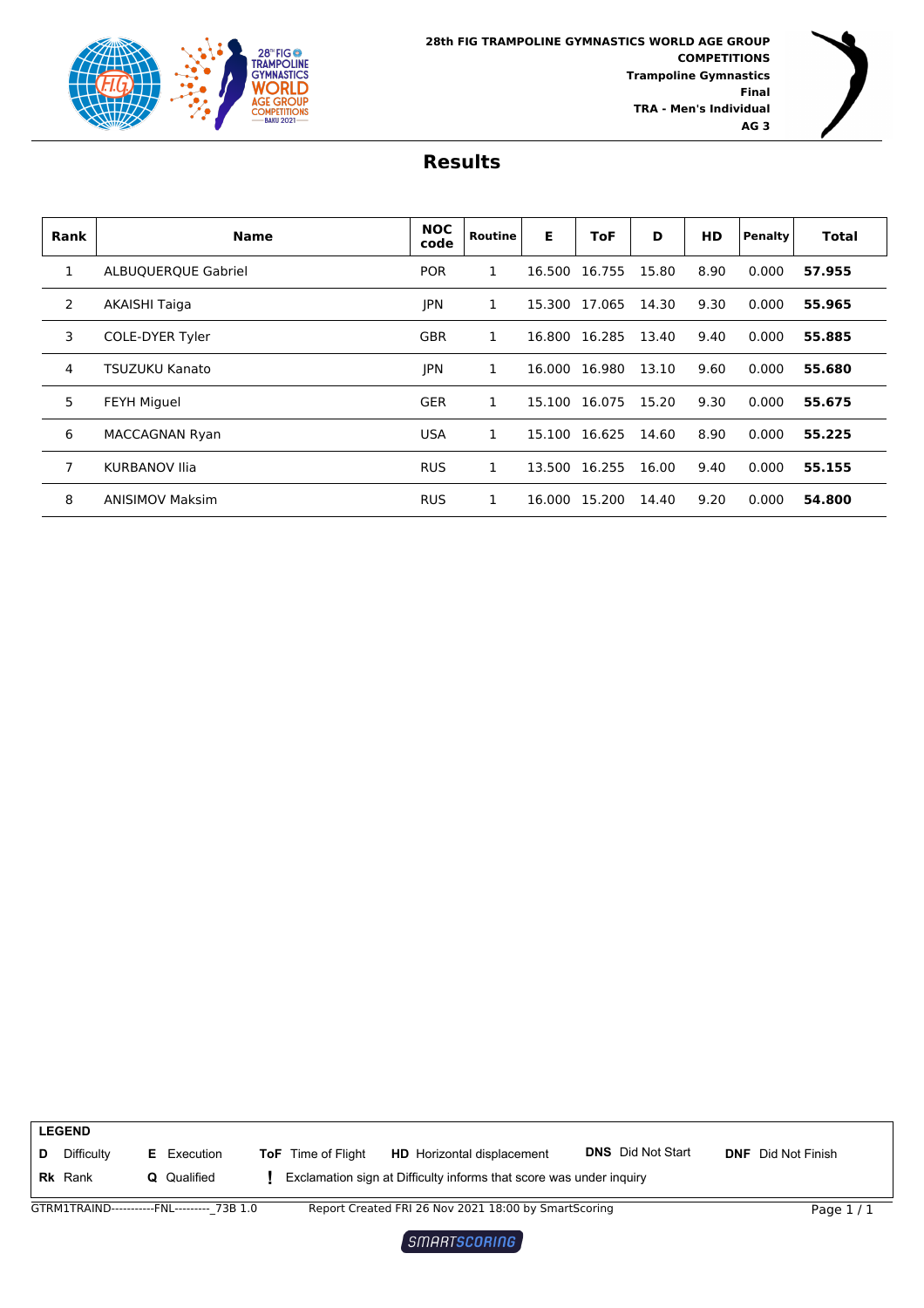**28th FIG TRAMPOLINE GYMNASTICS WORLD AGE GROUP COMPETITIONS**
**Trampoline Gymnastics**
**Final**
**TRA - Men's Individual**
**AG 3**

# Results

| Rank | Name | NOC code | Routine | E | ToF | D | HD | Penalty | Total |
|---|---|---|---|---|---|---|---|---|---|
| 1 | ALBUQUERQUE Gabriel | POR | 1 | 16.500 | 16.755 | 15.80 | 8.90 | 0.000 | **57.955** |
| 2 | AKAISHI Taiga | JPN | 1 | 15.300 | 17.065 | 14.30 | 9.30 | 0.000 | **55.965** |
| 3 | COLE-DYER Tyler | GBR | 1 | 16.800 | 16.285 | 13.40 | 9.40 | 0.000 | **55.885** |
| 4 | TSUZUKU Kanato | JPN | 1 | 16.000 | 16.980 | 13.10 | 9.60 | 0.000 | **55.680** |
| 5 | FEYH Miguel | GER | 1 | 15.100 | 16.075 | 15.20 | 9.30 | 0.000 | **55.675** |
| 6 | MACCAGNAN Ryan | USA | 1 | 15.100 | 16.625 | 14.60 | 8.90 | 0.000 | **55.225** |
| 7 | KURBANOV Ilia | RUS | 1 | 13.500 | 16.255 | 16.00 | 9.40 | 0.000 | **55.155** |
| 8 | ANISIMOV Maksim | RUS | 1 | 16.000 | 15.200 | 14.40 | 9.20 | 0.000 | **54.800** |

**LEGEND**

| | | | | | |
|---|---|---|---|---|---|
| **D** Difficulty | **E** Execution | **ToF** Time of Flight | **HD** Horizontal displacement | **DNS** Did Not Start | **DNF** Did Not Finish |
| **Rk** Rank | **Q** Qualified | **!** Exclamation sign at Difficulty informs that score was under inquiry | | | |

GTRM1TRAIND-----------FNL---------_73B 1.0 Report Created FRI 26 Nov 2021 18:00 by SmartScoring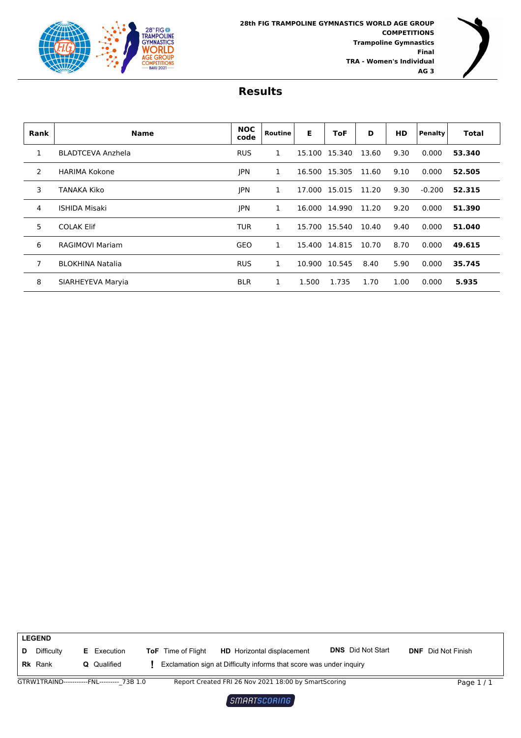28th FIG TRAMPOLINE GYMNASTICS WORLD AGE GROUP COMPETITIONS
**Trampoline Gymnastics**
**Final**
**TRA - Women's Individual**
**AG 3**

# Results

| Rank | Name | NOC code | Routine | E | ToF | D | HD | Penalty | Total |
|---|---|---|---|---|---|---|---|---|---|
| 1 | BLADTCEVA Anzhela | RUS | 1 | 15.100 | 15.340 | 13.60 | 9.30 | 0.000 | **53.340** |
| 2 | HARIMA Kokone | JPN | 1 | 16.500 | 15.305 | 11.60 | 9.10 | 0.000 | **52.505** |
| 3 | TANAKA Kiko | JPN | 1 | 17.000 | 15.015 | 11.20 | 9.30 | -0.200 | **52.315** |
| 4 | ISHIDA Misaki | JPN | 1 | 16.000 | 14.990 | 11.20 | 9.20 | 0.000 | **51.390** |
| 5 | COLAK Elif | TUR | 1 | 15.700 | 15.540 | 10.40 | 9.40 | 0.000 | **51.040** |
| 6 | RAGIMOVI Mariam | GEO | 1 | 15.400 | 14.815 | 10.70 | 8.70 | 0.000 | **49.615** |
| 7 | BLOKHINA Natalia | RUS | 1 | 10.900 | 10.545 | 8.40 | 5.90 | 0.000 | **35.745** |
| 8 | SIARHEYEVA Maryia | BLR | 1 | 1.500 | 1.735 | 1.70 | 1.00 | 0.000 | **5.935** |

**LEGEND**

**D** Difficulty | **E** Execution | **ToF** Time of Flight | **HD** Horizontal displacement | **DNS** Did Not Start | **DNF** Did Not Finish

**Rk** Rank | **Q** Qualified | **!** Exclamation sign at Difficulty informs that score was under inquiry

GTRW1TRAIND-----------FNL---------_73B 1.0    Report Created FRI 26 Nov 2021 18:00 by SmartScoring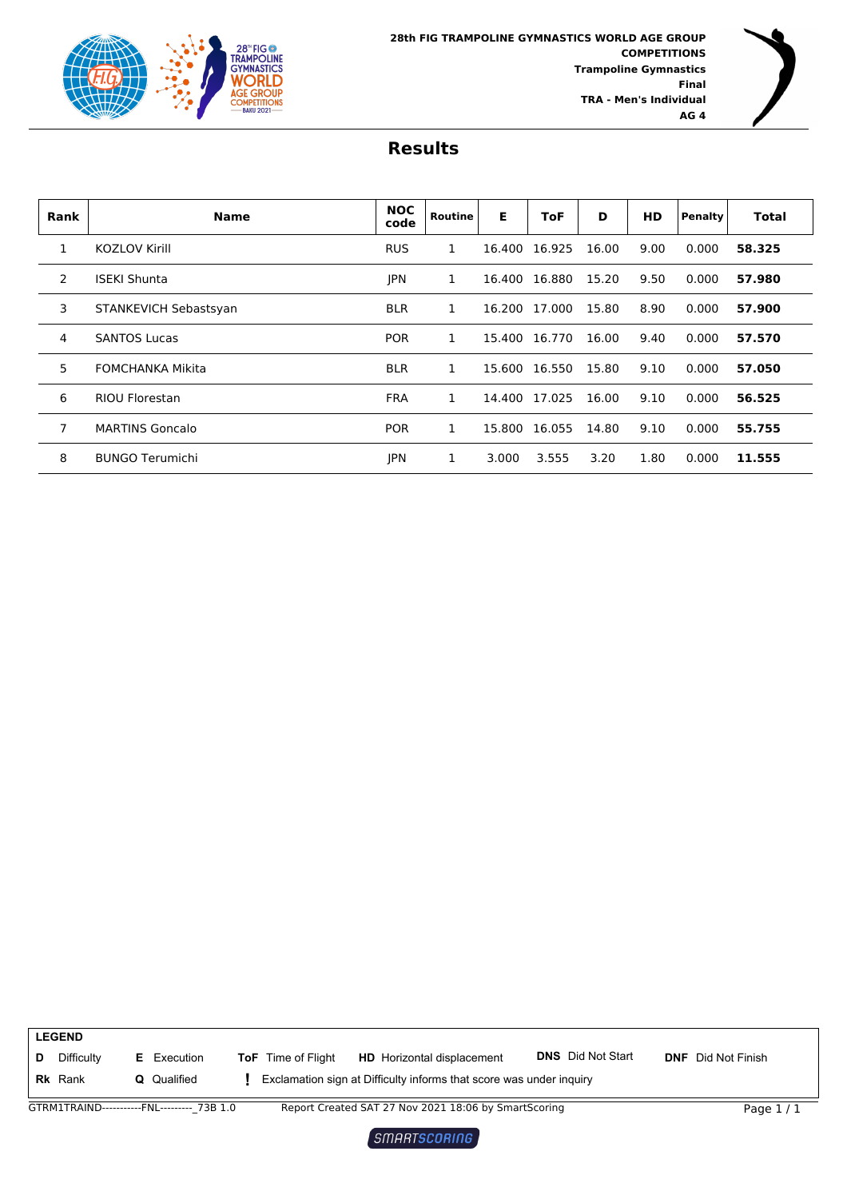**28th FIG TRAMPOLINE GYMNASTICS WORLD AGE GROUP COMPETITIONS**
**Trampoline Gymnastics**
**Final**
**TRA - Men's Individual**
**AG 4**

# Results

| Rank | Name | NOC code | Routine | E | ToF | D | HD | Penalty | Total |
|---|---|---|---|---|---|---|---|---|---|
| 1 | KOZLOV Kirill | RUS | 1 | 16.400 | 16.925 | 16.00 | 9.00 | 0.000 | **58.325** |
| 2 | ISEKI Shunta | JPN | 1 | 16.400 | 16.880 | 15.20 | 9.50 | 0.000 | **57.980** |
| 3 | STANKEVICH Sebastsyan | BLR | 1 | 16.200 | 17.000 | 15.80 | 8.90 | 0.000 | **57.900** |
| 4 | SANTOS Lucas | POR | 1 | 15.400 | 16.770 | 16.00 | 9.40 | 0.000 | **57.570** |
| 5 | FOMCHANKA Mikita | BLR | 1 | 15.600 | 16.550 | 15.80 | 9.10 | 0.000 | **57.050** |
| 6 | RIOU Florestan | FRA | 1 | 14.400 | 17.025 | 16.00 | 9.10 | 0.000 | **56.525** |
| 7 | MARTINS Goncalo | POR | 1 | 15.800 | 16.055 | 14.80 | 9.10 | 0.000 | **55.755** |
| 8 | BUNGO Terumichi | JPN | 1 | 3.000 | 3.555 | 3.20 | 1.80 | 0.000 | **11.555** |

**LEGEND**

**D** Difficulty | **E** Execution | **ToF** Time of Flight | **HD** Horizontal displacement | **DNS** Did Not Start | **DNF** Did Not Finish
**Rk** Rank | **Q** Qualified | **!** Exclamation sign at Difficulty informs that score was under inquiry

GTRM1TRAIND-----------FNL---------_73B 1.0 Report Created SAT 27 Nov 2021 18:06 by SmartScoring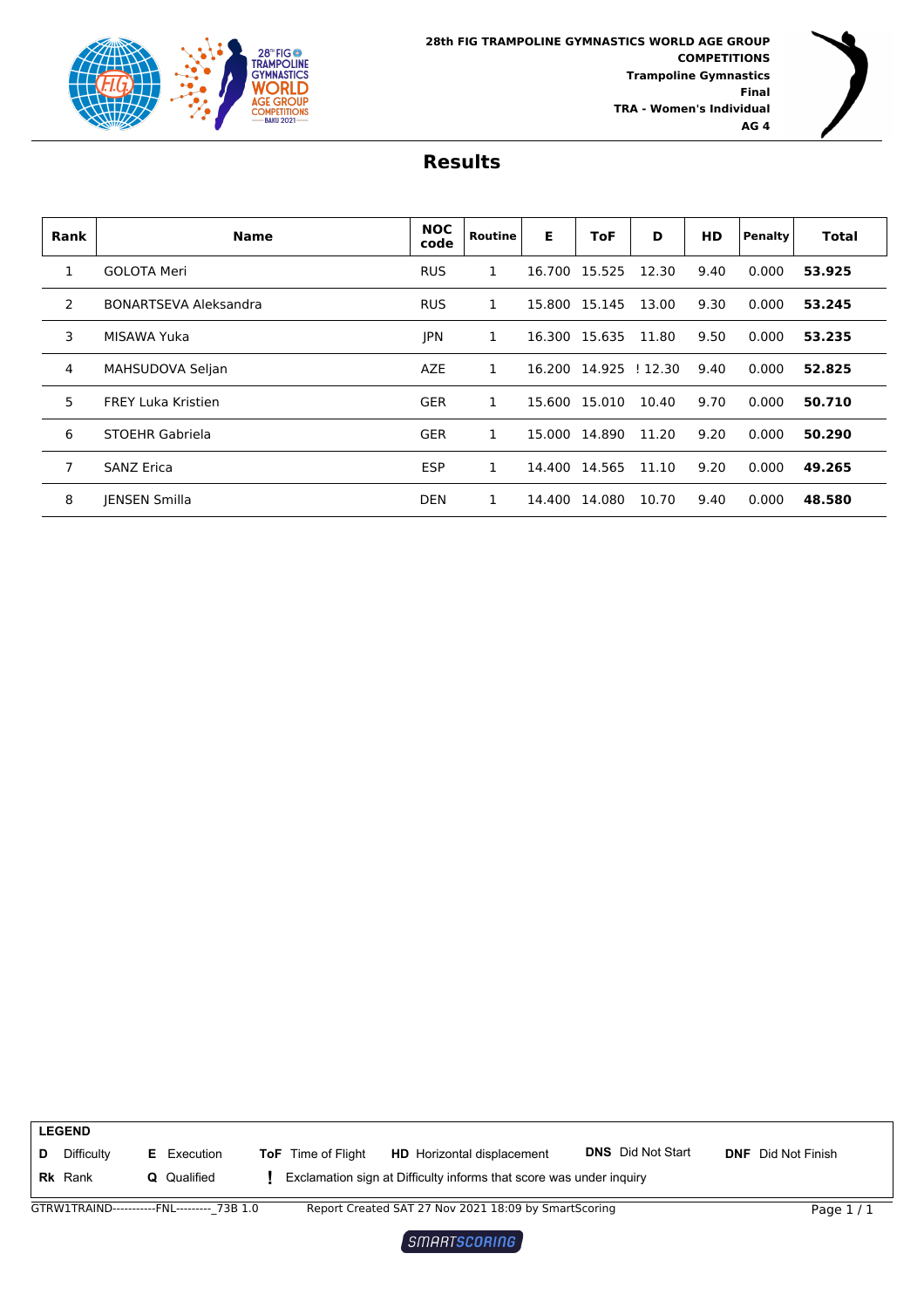**28th FIG TRAMPOLINE GYMNASTICS WORLD AGE GROUP COMPETITIONS**
**Trampoline Gymnastics**
**Final**
**TRA - Women's Individual**
**AG 4**

# Results

| Rank | Name | NOC code | Routine | E | ToF | D | HD | Penalty | Total |
|---|---|---|---|---|---|---|---|---|---|
| 1 | GOLOTA Meri | RUS | 1 | 16.700 | 15.525 | 12.30 | 9.40 | 0.000 | **53.925** |
| 2 | BONARTSEVA Aleksandra | RUS | 1 | 15.800 | 15.145 | 13.00 | 9.30 | 0.000 | **53.245** |
| 3 | MISAWA Yuka | JPN | 1 | 16.300 | 15.635 | 11.80 | 9.50 | 0.000 | **53.235** |
| 4 | MAHSUDOVA Seljan | AZE | 1 | 16.200 | 14.925 | ! 12.30 | 9.40 | 0.000 | **52.825** |
| 5 | FREY Luka Kristien | GER | 1 | 15.600 | 15.010 | 10.40 | 9.70 | 0.000 | **50.710** |
| 6 | STOEHR Gabriela | GER | 1 | 15.000 | 14.890 | 11.20 | 9.20 | 0.000 | **50.290** |
| 7 | SANZ Erica | ESP | 1 | 14.400 | 14.565 | 11.10 | 9.20 | 0.000 | **49.265** |
| 8 | JENSEN Smilla | DEN | 1 | 14.400 | 14.080 | 10.70 | 9.40 | 0.000 | **48.580** |

**LEGEND**

**D** Difficulty | **E** Execution | **ToF** Time of Flight | **HD** Horizontal displacement | **DNS** Did Not Start | **DNF** Did Not Finish
**Rk** Rank | **Q** Qualified | **!** Exclamation sign at Difficulty informs that score was under inquiry

GTRW1TRAIND-----------FNL---------_73B 1.0 Report Created SAT 27 Nov 2021 18:09 by SmartScoring